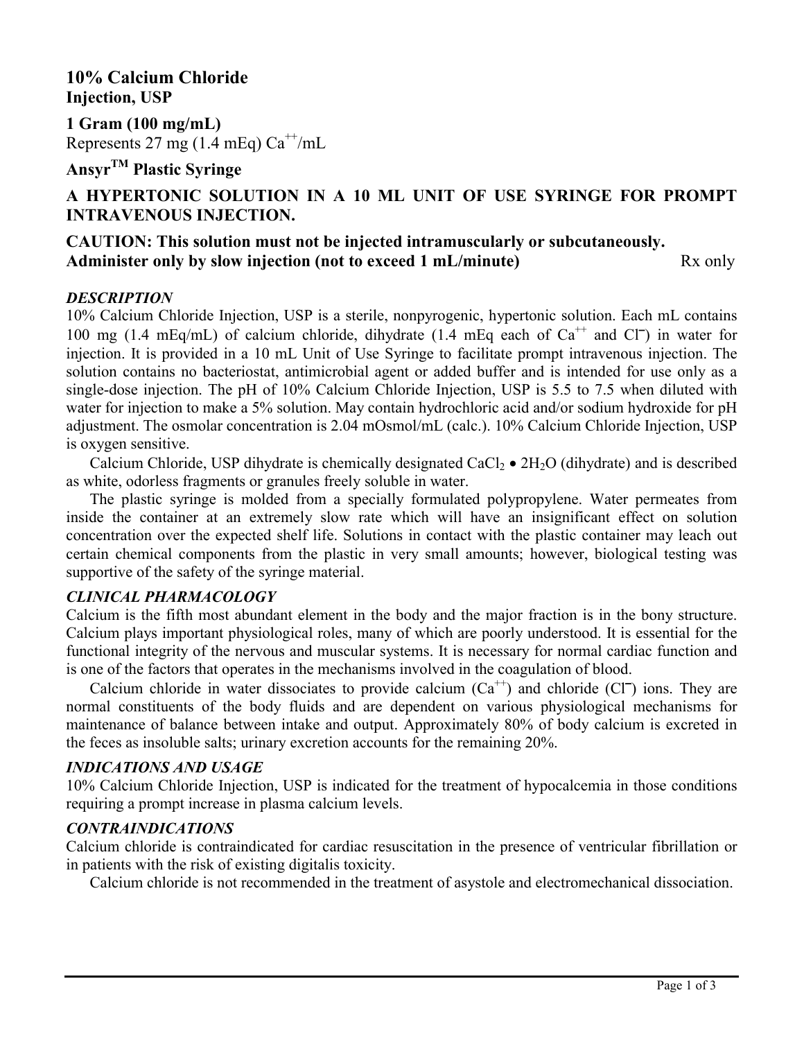# 10% Calcium Chloride
**Injection, USP**

**1 Gram (100 mg/mL)**
Represents 27 mg (1.4 mEq) $Ca^{++}$/mL

**Ansyr$^{TM}$ Plastic Syringe**

**A HYPERTONIC SOLUTION IN A 10 ML UNIT OF USE SYRINGE FOR PROMPT INTRAVENOUS INJECTION.**

**CAUTION: This solution must not be injected intramuscularly or subcutaneously.**
**Administer only by slow injection (not to exceed 1 mL/minute)** Rx only

### *DESCRIPTION*

10% Calcium Chloride Injection, USP is a sterile, nonpyrogenic, hypertonic solution. Each mL contains 100 mg (1.4 mEq/mL) of calcium chloride, dihydrate (1.4 mEq each of $Ca^{++}$ and $Cl^{-}$) in water for injection. It is provided in a 10 mL Unit of Use Syringe to facilitate prompt intravenous injection. The solution contains no bacteriostat, antimicrobial agent or added buffer and is intended for use only as a single-dose injection. The pH of 10% Calcium Chloride Injection, USP is 5.5 to 7.5 when diluted with water for injection to make a 5% solution. May contain hydrochloric acid and/or sodium hydroxide for pH adjustment. The osmolar concentration is 2.04 mOsmol/mL (calc.). 10% Calcium Chloride Injection, USP is oxygen sensitive.

Calcium Chloride, USP dihydrate is chemically designated $CaCl_2 \bullet 2H_2O$ (dihydrate) and is described as white, odorless fragments or granules freely soluble in water.

The plastic syringe is molded from a specially formulated polypropylene. Water permeates from inside the container at an extremely slow rate which will have an insignificant effect on solution concentration over the expected shelf life. Solutions in contact with the plastic container may leach out certain chemical components from the plastic in very small amounts; however, biological testing was supportive of the safety of the syringe material.

### *CLINICAL PHARMACOLOGY*

Calcium is the fifth most abundant element in the body and the major fraction is in the bony structure. Calcium plays important physiological roles, many of which are poorly understood. It is essential for the functional integrity of the nervous and muscular systems. It is necessary for normal cardiac function and is one of the factors that operates in the mechanisms involved in the coagulation of blood.

Calcium chloride in water dissociates to provide calcium ($Ca^{++}$) and chloride ($Cl^{-}$) ions. They are normal constituents of the body fluids and are dependent on various physiological mechanisms for maintenance of balance between intake and output. Approximately 80% of body calcium is excreted in the feces as insoluble salts; urinary excretion accounts for the remaining 20%.

### *INDICATIONS AND USAGE*

10% Calcium Chloride Injection, USP is indicated for the treatment of hypocalcemia in those conditions requiring a prompt increase in plasma calcium levels.

### *CONTRAINDICATIONS*

Calcium chloride is contraindicated for cardiac resuscitation in the presence of ventricular fibrillation or in patients with the risk of existing digitalis toxicity.

Calcium chloride is not recommended in the treatment of asystole and electromechanical dissociation.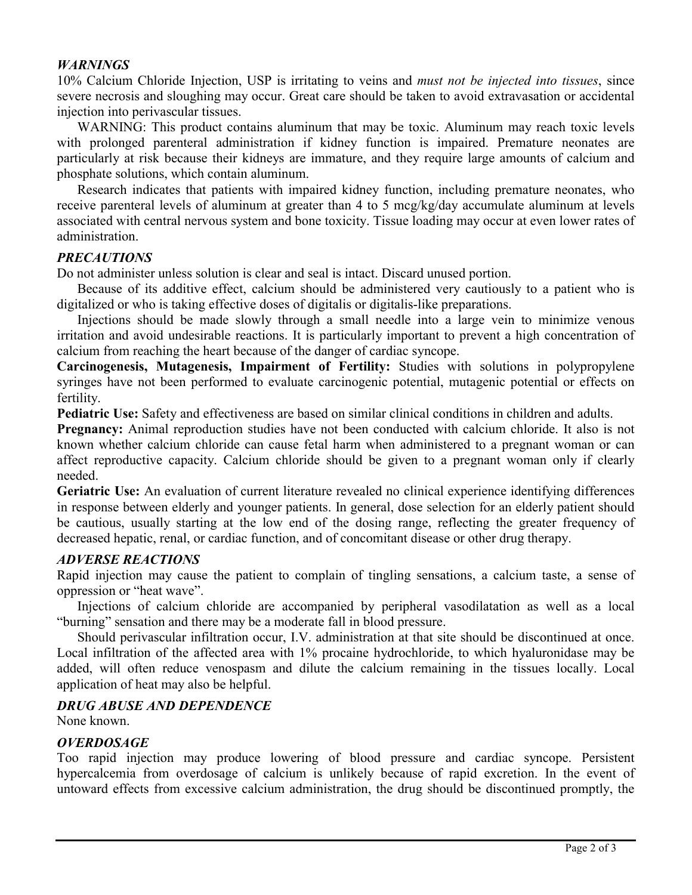### *WARNINGS*

10% Calcium Chloride Injection, USP is irritating to veins and *must not be injected into tissues*, since severe necrosis and sloughing may occur. Great care should be taken to avoid extravasation or accidental injection into perivascular tissues.

WARNING: This product contains aluminum that may be toxic. Aluminum may reach toxic levels with prolonged parenteral administration if kidney function is impaired. Premature neonates are particularly at risk because their kidneys are immature, and they require large amounts of calcium and phosphate solutions, which contain aluminum.

Research indicates that patients with impaired kidney function, including premature neonates, who receive parenteral levels of aluminum at greater than 4 to 5 mcg/kg/day accumulate aluminum at levels associated with central nervous system and bone toxicity. Tissue loading may occur at even lower rates of administration.

### *PRECAUTIONS*

Do not administer unless solution is clear and seal is intact. Discard unused portion.

Because of its additive effect, calcium should be administered very cautiously to a patient who is digitalized or who is taking effective doses of digitalis or digitalis-like preparations.

Injections should be made slowly through a small needle into a large vein to minimize venous irritation and avoid undesirable reactions. It is particularly important to prevent a high concentration of calcium from reaching the heart because of the danger of cardiac syncope.

**Carcinogenesis, Mutagenesis, Impairment of Fertility:** Studies with solutions in polypropylene syringes have not been performed to evaluate carcinogenic potential, mutagenic potential or effects on fertility.

**Pediatric Use:** Safety and effectiveness are based on similar clinical conditions in children and adults.

**Pregnancy:** Animal reproduction studies have not been conducted with calcium chloride. It also is not known whether calcium chloride can cause fetal harm when administered to a pregnant woman or can affect reproductive capacity. Calcium chloride should be given to a pregnant woman only if clearly needed.

**Geriatric Use:** An evaluation of current literature revealed no clinical experience identifying differences in response between elderly and younger patients. In general, dose selection for an elderly patient should be cautious, usually starting at the low end of the dosing range, reflecting the greater frequency of decreased hepatic, renal, or cardiac function, and of concomitant disease or other drug therapy.

### *ADVERSE REACTIONS*

Rapid injection may cause the patient to complain of tingling sensations, a calcium taste, a sense of oppression or "heat wave".

Injections of calcium chloride are accompanied by peripheral vasodilatation as well as a local "burning" sensation and there may be a moderate fall in blood pressure.

Should perivascular infiltration occur, I.V. administration at that site should be discontinued at once. Local infiltration of the affected area with 1% procaine hydrochloride, to which hyaluronidase may be added, will often reduce venospasm and dilute the calcium remaining in the tissues locally. Local application of heat may also be helpful.

### *DRUG ABUSE AND DEPENDENCE*

None known.

### *OVERDOSAGE*

Too rapid injection may produce lowering of blood pressure and cardiac syncope. Persistent hypercalcemia from overdosage of calcium is unlikely because of rapid excretion. In the event of untoward effects from excessive calcium administration, the drug should be discontinued promptly, the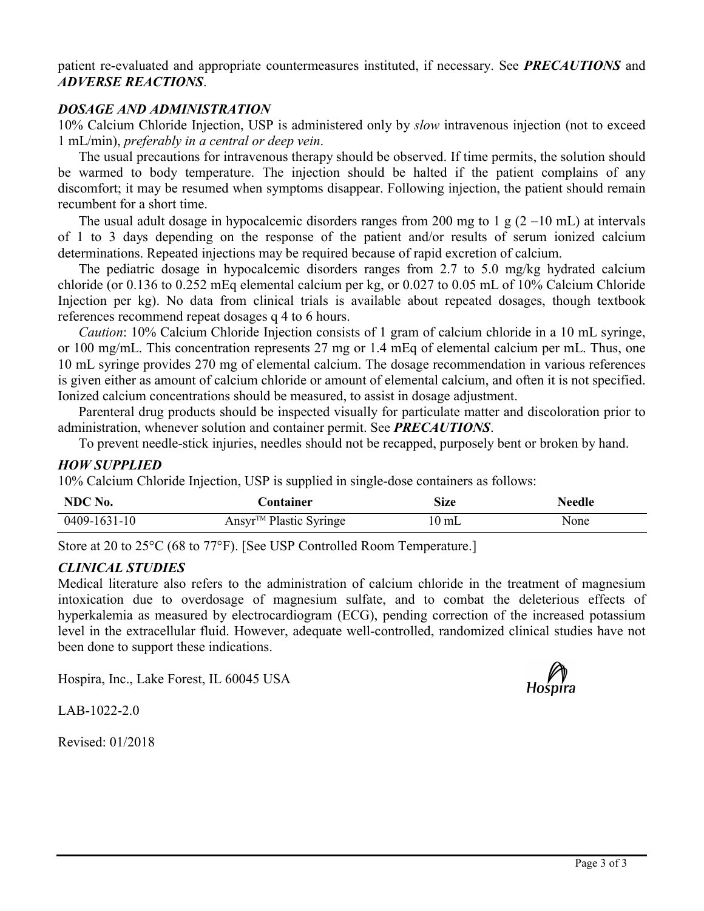patient re-evaluated and appropriate countermeasures instituted, if necessary. See ***PRECAUTIONS*** and ***ADVERSE REACTIONS***.

### *DOSAGE AND ADMINISTRATION*

10% Calcium Chloride Injection, USP is administered only by *slow* intravenous injection (not to exceed 1 mL/min), *preferably in a central or deep vein*.

The usual precautions for intravenous therapy should be observed. If time permits, the solution should be warmed to body temperature. The injection should be halted if the patient complains of any discomfort; it may be resumed when symptoms disappear. Following injection, the patient should remain recumbent for a short time.

The usual adult dosage in hypocalcemic disorders ranges from 200 mg to 1 g (2 −10 mL) at intervals of 1 to 3 days depending on the response of the patient and/or results of serum ionized calcium determinations. Repeated injections may be required because of rapid excretion of calcium.

The pediatric dosage in hypocalcemic disorders ranges from 2.7 to 5.0 mg/kg hydrated calcium chloride (or 0.136 to 0.252 mEq elemental calcium per kg, or 0.027 to 0.05 mL of 10% Calcium Chloride Injection per kg). No data from clinical trials is available about repeated dosages, though textbook references recommend repeat dosages q 4 to 6 hours.

*Caution*: 10% Calcium Chloride Injection consists of 1 gram of calcium chloride in a 10 mL syringe, or 100 mg/mL. This concentration represents 27 mg or 1.4 mEq of elemental calcium per mL. Thus, one 10 mL syringe provides 270 mg of elemental calcium. The dosage recommendation in various references is given either as amount of calcium chloride or amount of elemental calcium, and often it is not specified. Ionized calcium concentrations should be measured, to assist in dosage adjustment.

Parenteral drug products should be inspected visually for particulate matter and discoloration prior to administration, whenever solution and container permit. See ***PRECAUTIONS***.

To prevent needle-stick injuries, needles should not be recapped, purposely bent or broken by hand.

### *HOW SUPPLIED*

10% Calcium Chloride Injection, USP is supplied in single-dose containers as follows:

| NDC No. | Container | Size | Needle |
|---|---|---|---|
| 0409-1631-10 | Ansyr™ Plastic Syringe | 10 mL | None |

Store at 20 to 25°C (68 to 77°F). [See USP Controlled Room Temperature.]

### *CLINICAL STUDIES*

Medical literature also refers to the administration of calcium chloride in the treatment of magnesium intoxication due to overdosage of magnesium sulfate, and to combat the deleterious effects of hyperkalemia as measured by electrocardiogram (ECG), pending correction of the increased potassium level in the extracellular fluid. However, adequate well-controlled, randomized clinical studies have not been done to support these indications.

Hospira, Inc., Lake Forest, IL 60045 USA

Hospira

LAB-1022-2.0

Revised: 01/2018